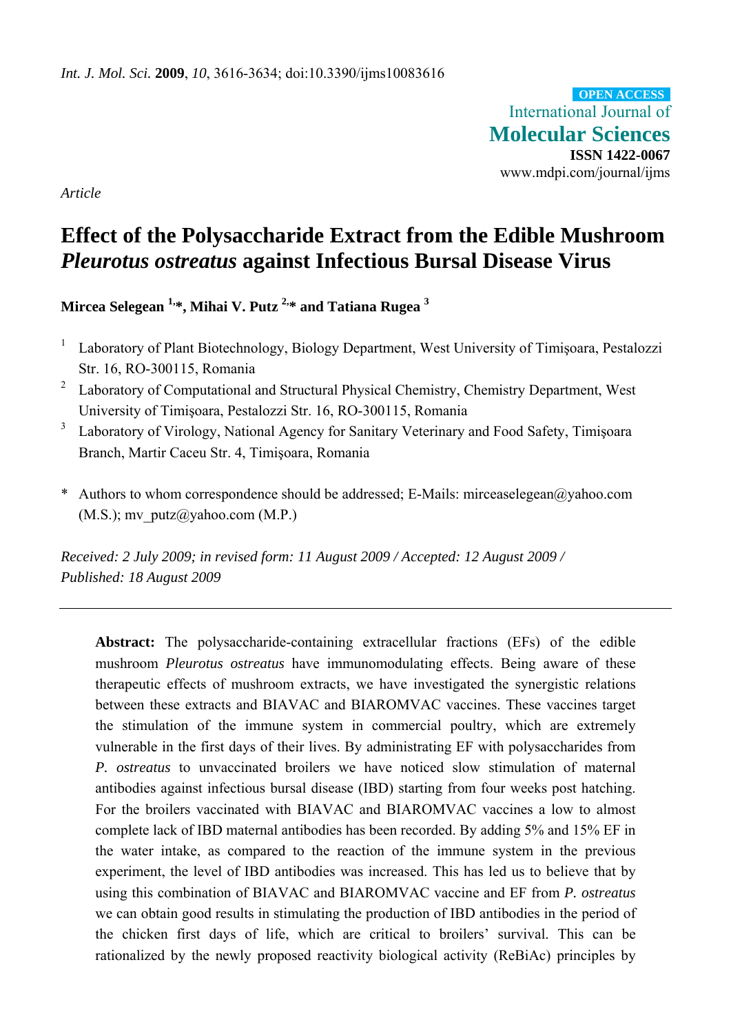*Int. J. Mol. Sci.* **2009**, *10*, 3616-3634; doi:10.3390/ijms10083616

OPEN ACCESS

International Journal of

**Molecular Sciences**

**ISSN 1422-0067**

www.mdpi.com/journal/ijms

*Article*

# Effect of the Polysaccharide Extract from the Edible Mushroom *Pleurotus ostreatus* against Infectious Bursal Disease Virus

**Mircea Selegean [1,*], Mihai V. Putz [2,*] and Tatiana Rugea [3]**

[1] Laboratory of Plant Biotechnology, Biology Department, West University of Timişoara, Pestalozzi Str. 16, RO-300115, Romania

[2] Laboratory of Computational and Structural Physical Chemistry, Chemistry Department, West University of Timişoara, Pestalozzi Str. 16, RO-300115, Romania

[3] Laboratory of Virology, National Agency for Sanitary Veterinary and Food Safety, Timişoara Branch, Martir Caceu Str. 4, Timişoara, Romania

\* Authors to whom correspondence should be addressed; E-Mails: mirceaselegean@yahoo.com (M.S.); mv_putz@yahoo.com (M.P.)

*Received: 2 July 2009; in revised form: 11 August 2009 / Accepted: 12 August 2009 / Published: 18 August 2009*

---

**Abstract:** The polysaccharide-containing extracellular fractions (EFs) of the edible mushroom *Pleurotus ostreatus* have immunomodulating effects. Being aware of these therapeutic effects of mushroom extracts, we have investigated the synergistic relations between these extracts and BIAVAC and BIAROMVAC vaccines. These vaccines target the stimulation of the immune system in commercial poultry, which are extremely vulnerable in the first days of their lives. By administrating EF with polysaccharides from *P. ostreatus* to unvaccinated broilers we have noticed slow stimulation of maternal antibodies against infectious bursal disease (IBD) starting from four weeks post hatching. For the broilers vaccinated with BIAVAC and BIAROMVAC vaccines a low to almost complete lack of IBD maternal antibodies has been recorded. By adding 5% and 15% EF in the water intake, as compared to the reaction of the immune system in the previous experiment, the level of IBD antibodies was increased. This has led us to believe that by using this combination of BIAVAC and BIAROMVAC vaccine and EF from *P. ostreatus* we can obtain good results in stimulating the production of IBD antibodies in the period of the chicken first days of life, which are critical to broilers' survival. This can be rationalized by the newly proposed reactivity biological activity (ReBiAc) principles by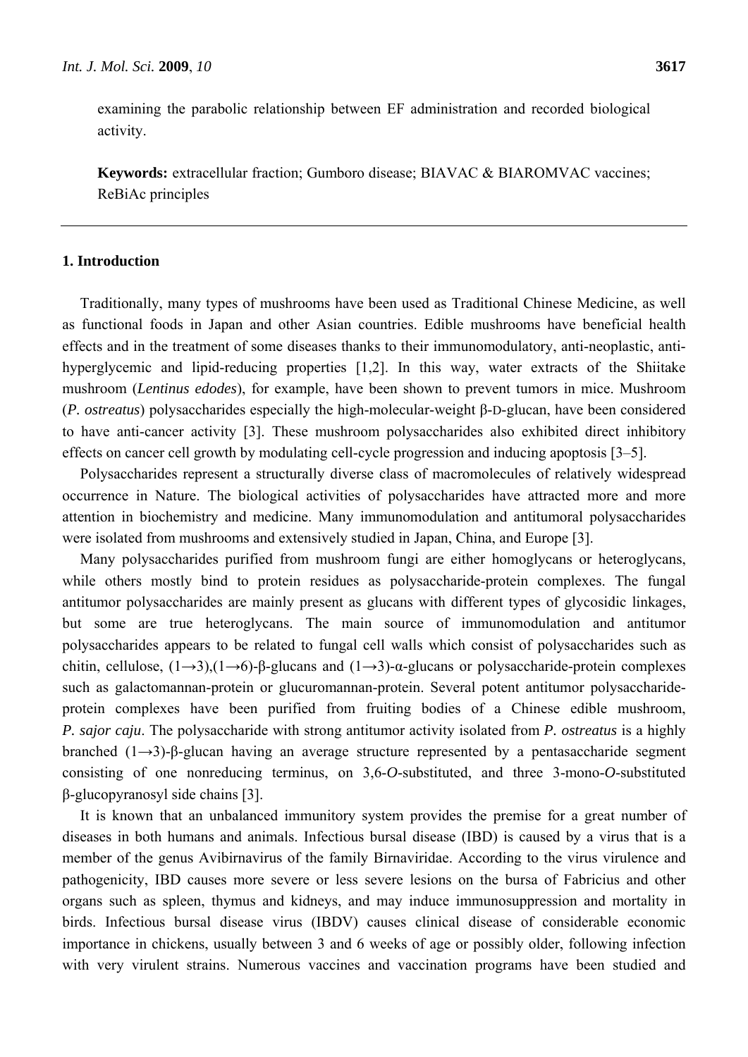examining the parabolic relationship between EF administration and recorded biological activity.

**Keywords:** extracellular fraction; Gumboro disease; BIAVAC & BIAROMVAC vaccines; ReBiAc principles

## 1. Introduction

Traditionally, many types of mushrooms have been used as Traditional Chinese Medicine, as well as functional foods in Japan and other Asian countries. Edible mushrooms have beneficial health effects and in the treatment of some diseases thanks to their immunomodulatory, anti-neoplastic, anti-hyperglycemic and lipid-reducing properties [1,2]. In this way, water extracts of the Shiitake mushroom (*Lentinus edodes*), for example, have been shown to prevent tumors in mice. Mushroom (*P. ostreatus*) polysaccharides especially the high-molecular-weight β-D-glucan, have been considered to have anti-cancer activity [3]. These mushroom polysaccharides also exhibited direct inhibitory effects on cancer cell growth by modulating cell-cycle progression and inducing apoptosis [3–5].

Polysaccharides represent a structurally diverse class of macromolecules of relatively widespread occurrence in Nature. The biological activities of polysaccharides have attracted more and more attention in biochemistry and medicine. Many immunomodulation and antitumoral polysaccharides were isolated from mushrooms and extensively studied in Japan, China, and Europe [3].

Many polysaccharides purified from mushroom fungi are either homoglycans or heteroglycans, while others mostly bind to protein residues as polysaccharide-protein complexes. The fungal antitumor polysaccharides are mainly present as glucans with different types of glycosidic linkages, but some are true heteroglycans. The main source of immunomodulation and antitumor polysaccharides appears to be related to fungal cell walls which consist of polysaccharides such as chitin, cellulose, (1→3),(1→6)-β-glucans and (1→3)-α-glucans or polysaccharide-protein complexes such as galactomannan-protein or glucuromannan-protein. Several potent antitumor polysaccharide-protein complexes have been purified from fruiting bodies of a Chinese edible mushroom, *P. sajor caju*. The polysaccharide with strong antitumor activity isolated from *P. ostreatus* is a highly branched (1→3)-β-glucan having an average structure represented by a pentasaccharide segment consisting of one nonreducing terminus, on 3,6-*O*-substituted, and three 3-mono-*O*-substituted β-glucopyranosyl side chains [3].

It is known that an unbalanced immunitory system provides the premise for a great number of diseases in both humans and animals. Infectious bursal disease (IBD) is caused by a virus that is a member of the genus Avibirnavirus of the family Birnaviridae. According to the virus virulence and pathogenicity, IBD causes more severe or less severe lesions on the bursa of Fabricius and other organs such as spleen, thymus and kidneys, and may induce immunosuppression and mortality in birds. Infectious bursal disease virus (IBDV) causes clinical disease of considerable economic importance in chickens, usually between 3 and 6 weeks of age or possibly older, following infection with very virulent strains. Numerous vaccines and vaccination programs have been studied and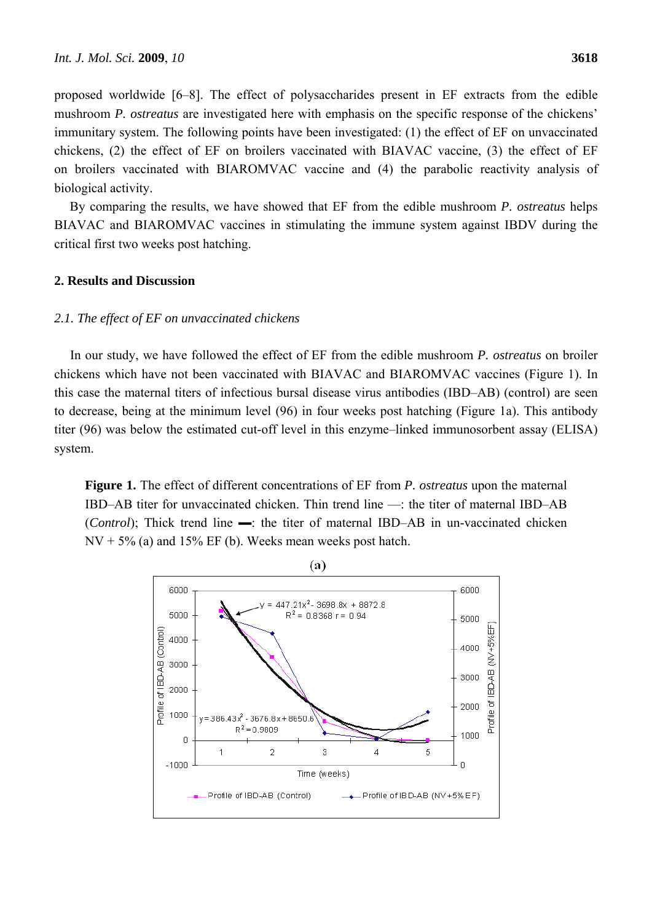proposed worldwide [6–8]. The effect of polysaccharides present in EF extracts from the edible mushroom *P. ostreatus* are investigated here with emphasis on the specific response of the chickens' immunitary system. The following points have been investigated: (1) the effect of EF on unvaccinated chickens, (2) the effect of EF on broilers vaccinated with BIAVAC vaccine, (3) the effect of EF on broilers vaccinated with BIAROMVAC vaccine and (4) the parabolic reactivity analysis of biological activity.

By comparing the results, we have showed that EF from the edible mushroom *P. ostreatus* helps BIAVAC and BIAROMVAC vaccines in stimulating the immune system against IBDV during the critical first two weeks post hatching.

## 2. Results and Discussion

### 2.1. The effect of EF on unvaccinated chickens

In our study, we have followed the effect of EF from the edible mushroom *P. ostreatus* on broiler chickens which have not been vaccinated with BIAVAC and BIAROMVAC vaccines (Figure 1). In this case the maternal titers of infectious bursal disease virus antibodies (IBD–AB) (control) are seen to decrease, being at the minimum level (96) in four weeks post hatching (Figure 1a). This antibody titer (96) was below the estimated cut-off level in this enzyme–linked immunosorbent assay (ELISA) system.

**Figure 1.** The effect of different concentrations of EF from *P. ostreatus* upon the maternal IBD–AB titer for unvaccinated chicken. Thin trend line —: the titer of maternal IBD–AB (*Control*); Thick trend line ▬: the titer of maternal IBD–AB in un-vaccinated chicken NV + 5% (a) and 15% EF (b). Weeks mean weeks post hatch.

(a)

$y = 447.21x^2 - 3698.8x + 8872.8$
$R^2 = 0.8368$ r = 0.94

$y = 386.43x^2 - 3676.8x + 8650.6$
$R^2 = 0.9809$

Profile of IBD-AB (Control)

Profile of IBD-AB (NV+5%EF)

Time (weeks)

Profile of IBD-AB (Control) — Profile of IBD-AB (NV+5% EF)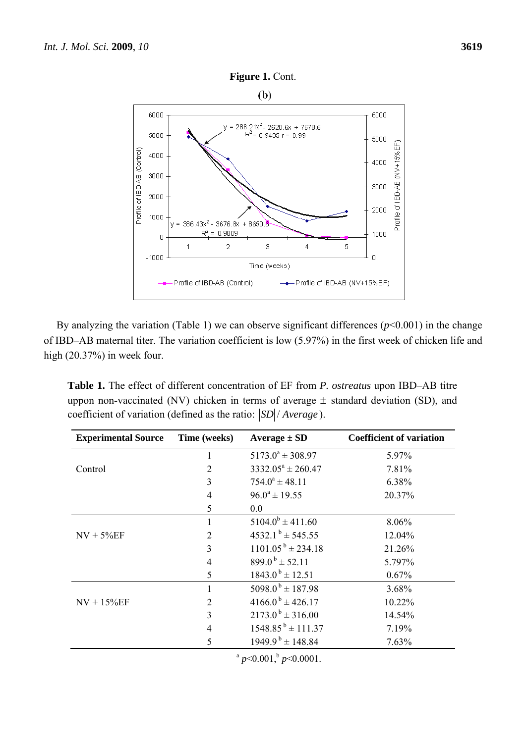**Figure 1.** Cont.

**(b)**

6000
5000
4000
3000
2000
1000
0
-1000

Profile of IBD-AB (Control)

$y = 288.21x^2 - 2620.6x + 7678.6$
$R^2 = 0.9435$ r = 0.99

$y = 336.43x^2 - 3676.8x + 8650.8$
$R^2 = 0.9809$

1 2 3 4 5

Time (weeks)

6000
5000
4000
3000
2000
1000
0

Profile of IBD-AB (NV+15%EF)

Profile of IBD-AB (Control) Profile of IBD-AB (NV+15%EF)

By analyzing the variation (Table 1) we can observe significant differences ($p<0.001$) in the change of IBD–AB maternal titer. The variation coefficient is low (5.97%) in the first week of chicken life and high (20.37%) in week four.

**Table 1.** The effect of different concentration of EF from *P. ostreatus* upon IBD–AB titre uppon non-vaccinated (NV) chicken in terms of average ± standard deviation (SD), and coefficient of variation (defined as the ratio: $|SD| / Average$).

| Experimental Source | Time (weeks) | Average ± SD | Coefficient of variation |
|---|---|---|---|
| Control | 1 | $5173.0^{a} \pm 308.97$ | 5.97% |
| | 2 | $3332.05^{a} \pm 260.47$ | 7.81% |
| | 3 | $754.0^{a} \pm 48.11$ | 6.38% |
| | 4 | $96.0^{a} \pm 19.55$ | 20.37% |
| | 5 | 0.0 | |
| NV + 5%EF | 1 | $5104.0^{b} \pm 411.60$ | 8.06% |
| | 2 | $4532.1^{b} \pm 545.55$ | 12.04% |
| | 3 | $1101.05^{b} \pm 234.18$ | 21.26% |
| | 4 | $899.0^{b} \pm 52.11$ | 5.797% |
| | 5 | $1843.0^{b} \pm 12.51$ | 0.67% |
| NV + 15%EF | 1 | $5098.0^{b} \pm 187.98$ | 3.68% |
| | 2 | $4166.0^{b} \pm 426.17$ | 10.22% |
| | 3 | $2173.0^{b} \pm 316.00$ | 14.54% |
| | 4 | $1548.85^{b} \pm 111.37$ | 7.19% |
| | 5 | $1949.9^{b} \pm 148.84$ | 7.63% |

$^{a}$ $p<0.001$, $^{b}$ $p<0.0001$.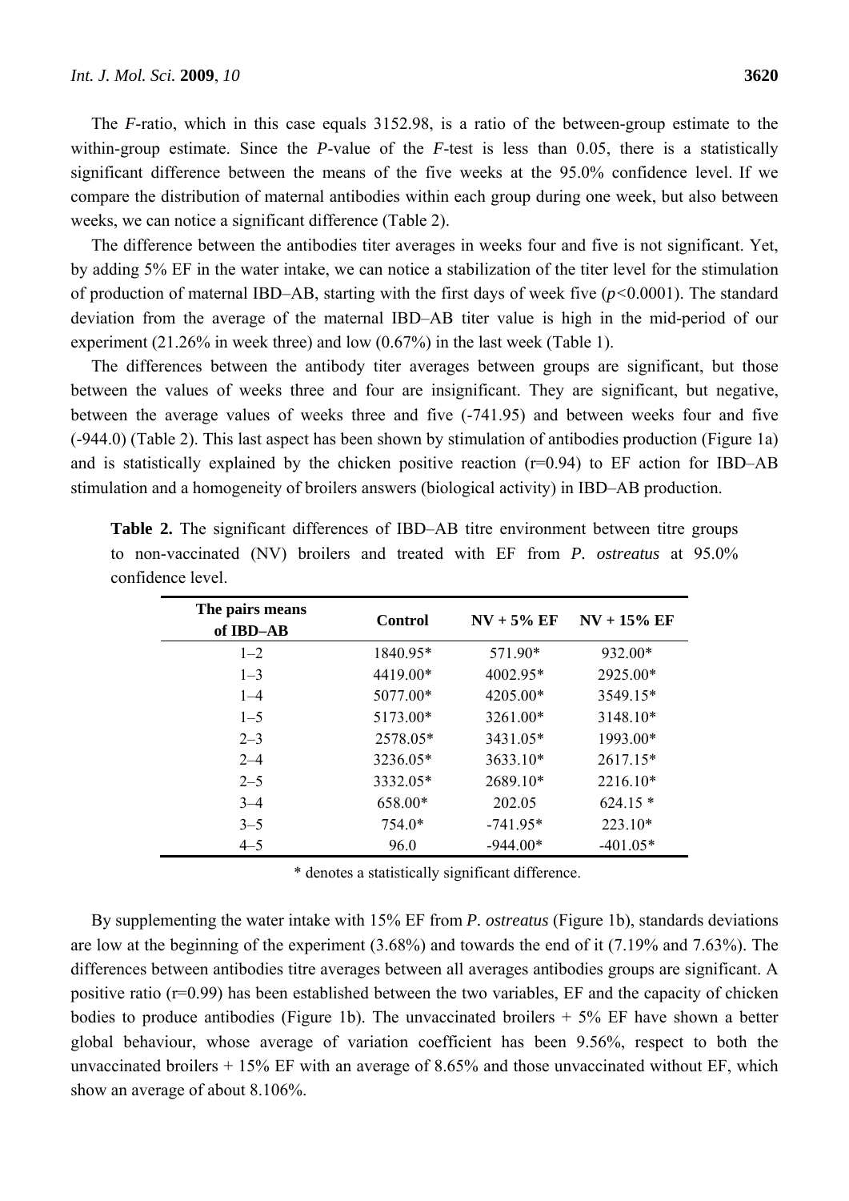The *F*-ratio, which in this case equals 3152.98, is a ratio of the between-group estimate to the within-group estimate. Since the *P*-value of the *F*-test is less than 0.05, there is a statistically significant difference between the means of the five weeks at the 95.0% confidence level. If we compare the distribution of maternal antibodies within each group during one week, but also between weeks, we can notice a significant difference (Table 2).

The difference between the antibodies titer averages in weeks four and five is not significant. Yet, by adding 5% EF in the water intake, we can notice a stabilization of the titer level for the stimulation of production of maternal IBD–AB, starting with the first days of week five ($p<0.0001$). The standard deviation from the average of the maternal IBD–AB titer value is high in the mid-period of our experiment (21.26% in week three) and low (0.67%) in the last week (Table 1).

The differences between the antibody titer averages between groups are significant, but those between the values of weeks three and four are insignificant. They are significant, but negative, between the average values of weeks three and five (-741.95) and between weeks four and five (-944.0) (Table 2). This last aspect has been shown by stimulation of antibodies production (Figure 1a) and is statistically explained by the chicken positive reaction ($r=0.94$) to EF action for IBD–AB stimulation and a homogeneity of broilers answers (biological activity) in IBD–AB production.

**Table 2.** The significant differences of IBD–AB titre environment between titre groups to non-vaccinated (NV) broilers and treated with EF from *P. ostreatus* at 95.0% confidence level.

| The pairs means of IBD–AB | Control | NV + 5% EF | NV + 15% EF |
|---|---|---|---|
| 1–2 | 1840.95* | 571.90* | 932.00* |
| 1–3 | 4419.00* | 4002.95* | 2925.00* |
| 1–4 | 5077.00* | 4205.00* | 3549.15* |
| 1–5 | 5173.00* | 3261.00* | 3148.10* |
| 2–3 | 2578.05* | 3431.05* | 1993.00* |
| 2–4 | 3236.05* | 3633.10* | 2617.15* |
| 2–5 | 3332.05* | 2689.10* | 2216.10* |
| 3–4 | 658.00* | 202.05 | 624.15 * |
| 3–5 | 754.0* | -741.95* | 223.10* |
| 4–5 | 96.0 | -944.00* | -401.05* |

\* denotes a statistically significant difference.

By supplementing the water intake with 15% EF from *P. ostreatus* (Figure 1b), standards deviations are low at the beginning of the experiment (3.68%) and towards the end of it (7.19% and 7.63%). The differences between antibodies titre averages between all averages antibodies groups are significant. A positive ratio ($r=0.99$) has been established between the two variables, EF and the capacity of chicken bodies to produce antibodies (Figure 1b). The unvaccinated broilers + 5% EF have shown a better global behaviour, whose average of variation coefficient has been 9.56%, respect to both the unvaccinated broilers + 15% EF with an average of 8.65% and those unvaccinated without EF, which show an average of about 8.106%.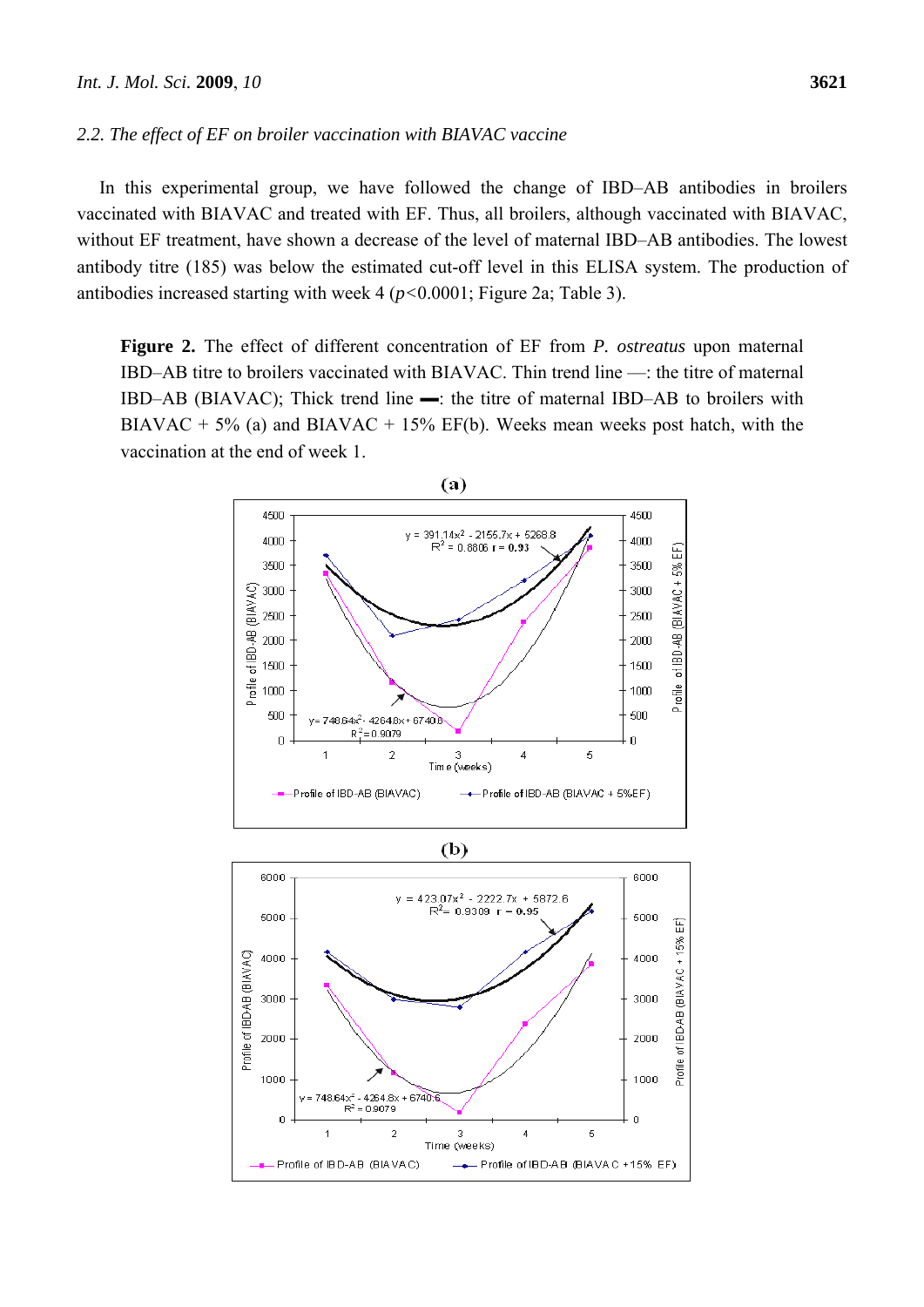### 2.2. The effect of EF on broiler vaccination with BIAVAC vaccine

In this experimental group, we have followed the change of IBD–AB antibodies in broilers vaccinated with BIAVAC and treated with EF. Thus, all broilers, although vaccinated with BIAVAC, without EF treatment, have shown a decrease of the level of maternal IBD–AB antibodies. The lowest antibody titre (185) was below the estimated cut-off level in this ELISA system. The production of antibodies increased starting with week 4 ($p<0.0001$; Figure 2a; Table 3).

**Figure 2.** The effect of different concentration of EF from *P. ostreatus* upon maternal IBD–AB titre to broilers vaccinated with BIAVAC. Thin trend line —: the titre of maternal IBD–AB (BIAVAC); Thick trend line ▬: the titre of maternal IBD–AB to broilers with BIAVAC + 5% (a) and BIAVAC + 15% EF(b). Weeks mean weeks post hatch, with the vaccination at the end of week 1.

(a)

y = 391.14x² - 2155.7x + 5268.8
R² = 0.8806 r = 0.93

y = 748.64x² - 4264.8x + 6740.6
R² = 0.9079

Profile of IBD-AB (BIAVAC)

Profile of IBD-AB (BIAVAC + 5% EF)

Time (weeks)

Profile of IBD-AB (BIAVAC) — Profile of IBD-AB (BIAVAC + 5%EF)

(b)

y = 423.07x² - 2222.7x + 5872.6
R² = 0.9309 r = 0.95

y = 748.64x² - 4264.8x + 6740.6
R² = 0.9079

Profile of IBD-AB (BIAVAC)

Profile of IBD-AB (BIAVAC + 15% EF)

Time (weeks)

Profile of IBD-AB (BIAVAC) — Profile of IBD-AB (BIAVAC +15% EF)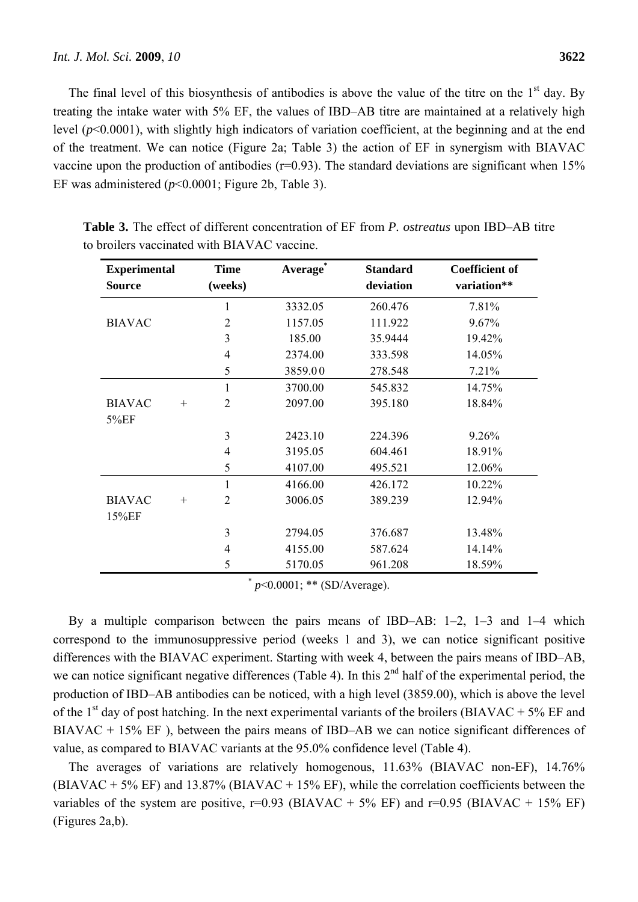The final level of this biosynthesis of antibodies is above the value of the titre on the 1st day. By treating the intake water with 5% EF, the values of IBD–AB titre are maintained at a relatively high level ($p$<0.0001), with slightly high indicators of variation coefficient, at the beginning and at the end of the treatment. We can notice (Figure 2a; Table 3) the action of EF in synergism with BIAVAC vaccine upon the production of antibodies (r=0.93). The standard deviations are significant when 15% EF was administered ($p$<0.0001; Figure 2b, Table 3).

**Table 3.** The effect of different concentration of EF from *P. ostreatus* upon IBD–AB titre to broilers vaccinated with BIAVAC vaccine.

| Experimental Source | Time (weeks) | Average* | Standard deviation | Coefficient of variation** |
|---|---|---|---|---|
| BIAVAC | 1 | 3332.05 | 260.476 | 7.81% |
| | 2 | 1157.05 | 111.922 | 9.67% |
| | 3 | 185.00 | 35.9444 | 19.42% |
| | 4 | 2374.00 | 333.598 | 14.05% |
| | 5 | 3859.00 | 278.548 | 7.21% |
| BIAVAC + 5%EF | 1 | 3700.00 | 545.832 | 14.75% |
| | 2 | 2097.00 | 395.180 | 18.84% |
| | 3 | 2423.10 | 224.396 | 9.26% |
| | 4 | 3195.05 | 604.461 | 18.91% |
| | 5 | 4107.00 | 495.521 | 12.06% |
| BIAVAC + 15%EF | 1 | 4166.00 | 426.172 | 10.22% |
| | 2 | 3006.05 | 389.239 | 12.94% |
| | 3 | 2794.05 | 376.687 | 13.48% |
| | 4 | 4155.00 | 587.624 | 14.14% |
| | 5 | 5170.05 | 961.208 | 18.59% |

\* $p$<0.0001; ** (SD/Average).

By a multiple comparison between the pairs means of IBD–AB: 1–2, 1–3 and 1–4 which correspond to the immunosuppressive period (weeks 1 and 3), we can notice significant positive differences with the BIAVAC experiment. Starting with week 4, between the pairs means of IBD–AB, we can notice significant negative differences (Table 4). In this 2nd half of the experimental period, the production of IBD–AB antibodies can be noticed, with a high level (3859.00), which is above the level of the 1st day of post hatching. In the next experimental variants of the broilers (BIAVAC + 5% EF and BIAVAC + 15% EF ), between the pairs means of IBD–AB we can notice significant differences of value, as compared to BIAVAC variants at the 95.0% confidence level (Table 4).

The averages of variations are relatively homogenous, 11.63% (BIAVAC non-EF), 14.76% (BIAVAC + 5% EF) and 13.87% (BIAVAC + 15% EF), while the correlation coefficients between the variables of the system are positive, r=0.93 (BIAVAC + 5% EF) and r=0.95 (BIAVAC + 15% EF) (Figures 2a,b).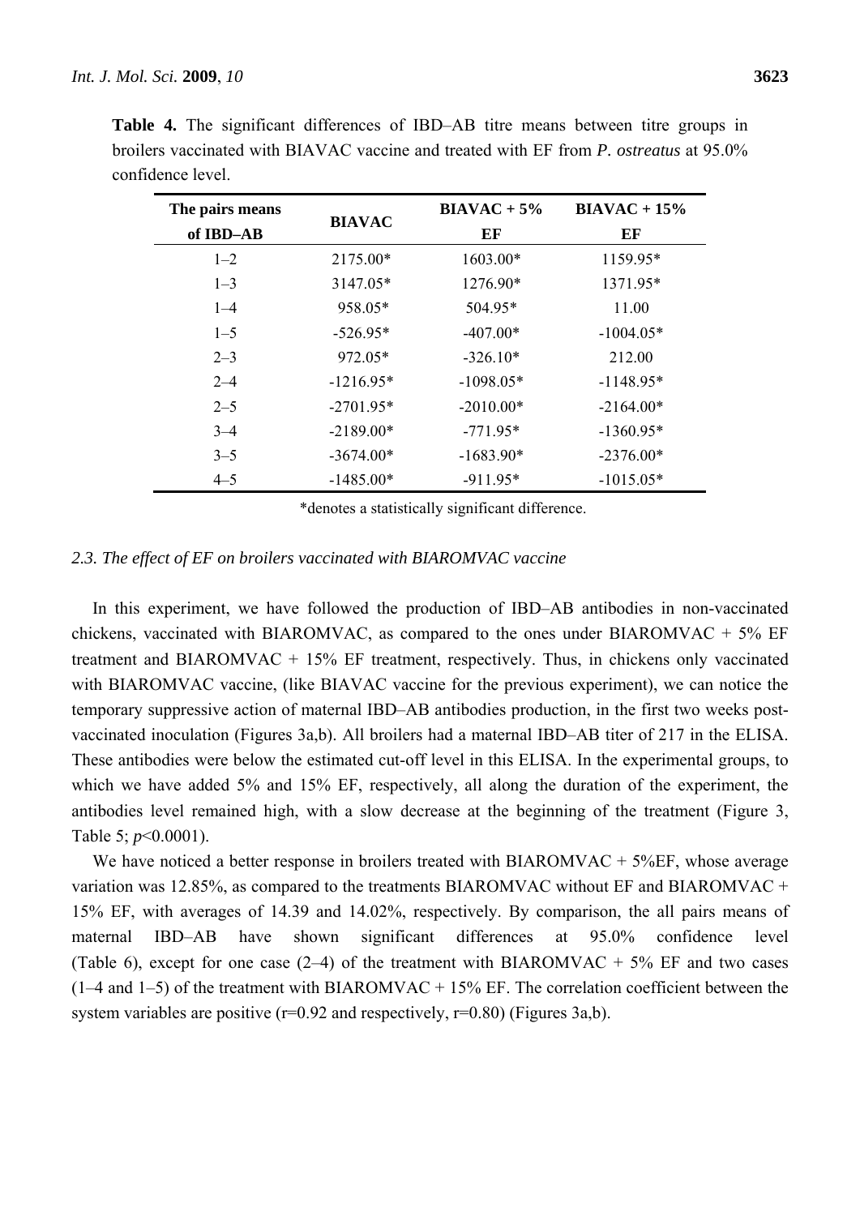**Table 4.** The significant differences of IBD–AB titre means between titre groups in broilers vaccinated with BIAVAC vaccine and treated with EF from *P. ostreatus* at 95.0% confidence level.

| The pairs means of IBD–AB | BIAVAC | BIAVAC + 5% EF | BIAVAC + 15% EF |
|---|---|---|---|
| 1–2 | 2175.00* | 1603.00* | 1159.95* |
| 1–3 | 3147.05* | 1276.90* | 1371.95* |
| 1–4 | 958.05* | 504.95* | 11.00 |
| 1–5 | -526.95* | -407.00* | -1004.05* |
| 2–3 | 972.05* | -326.10* | 212.00 |
| 2–4 | -1216.95* | -1098.05* | -1148.95* |
| 2–5 | -2701.95* | -2010.00* | -2164.00* |
| 3–4 | -2189.00* | -771.95* | -1360.95* |
| 3–5 | -3674.00* | -1683.90* | -2376.00* |
| 4–5 | -1485.00* | -911.95* | -1015.05* |

*denotes a statistically significant difference.

### *2.3. The effect of EF on broilers vaccinated with BIAROMVAC vaccine*

In this experiment, we have followed the production of IBD–AB antibodies in non-vaccinated chickens, vaccinated with BIAROMVAC, as compared to the ones under BIAROMVAC + 5% EF treatment and BIAROMVAC + 15% EF treatment, respectively. Thus, in chickens only vaccinated with BIAROMVAC vaccine, (like BIAVAC vaccine for the previous experiment), we can notice the temporary suppressive action of maternal IBD–AB antibodies production, in the first two weeks post-vaccinated inoculation (Figures 3a,b). All broilers had a maternal IBD–AB titer of 217 in the ELISA. These antibodies were below the estimated cut-off level in this ELISA. In the experimental groups, to which we have added 5% and 15% EF, respectively, all along the duration of the experiment, the antibodies level remained high, with a slow decrease at the beginning of the treatment (Figure 3, Table 5; $p<0.0001$).

We have noticed a better response in broilers treated with BIAROMVAC + 5%EF, whose average variation was 12.85%, as compared to the treatments BIAROMVAC without EF and BIAROMVAC + 15% EF, with averages of 14.39 and 14.02%, respectively. By comparison, the all pairs means of maternal IBD–AB have shown significant differences at 95.0% confidence level (Table 6), except for one case (2–4) of the treatment with BIAROMVAC + 5% EF and two cases (1–4 and 1–5) of the treatment with BIAROMVAC + 15% EF. The correlation coefficient between the system variables are positive ($r=0.92$ and respectively, $r=0.80$) (Figures 3a,b).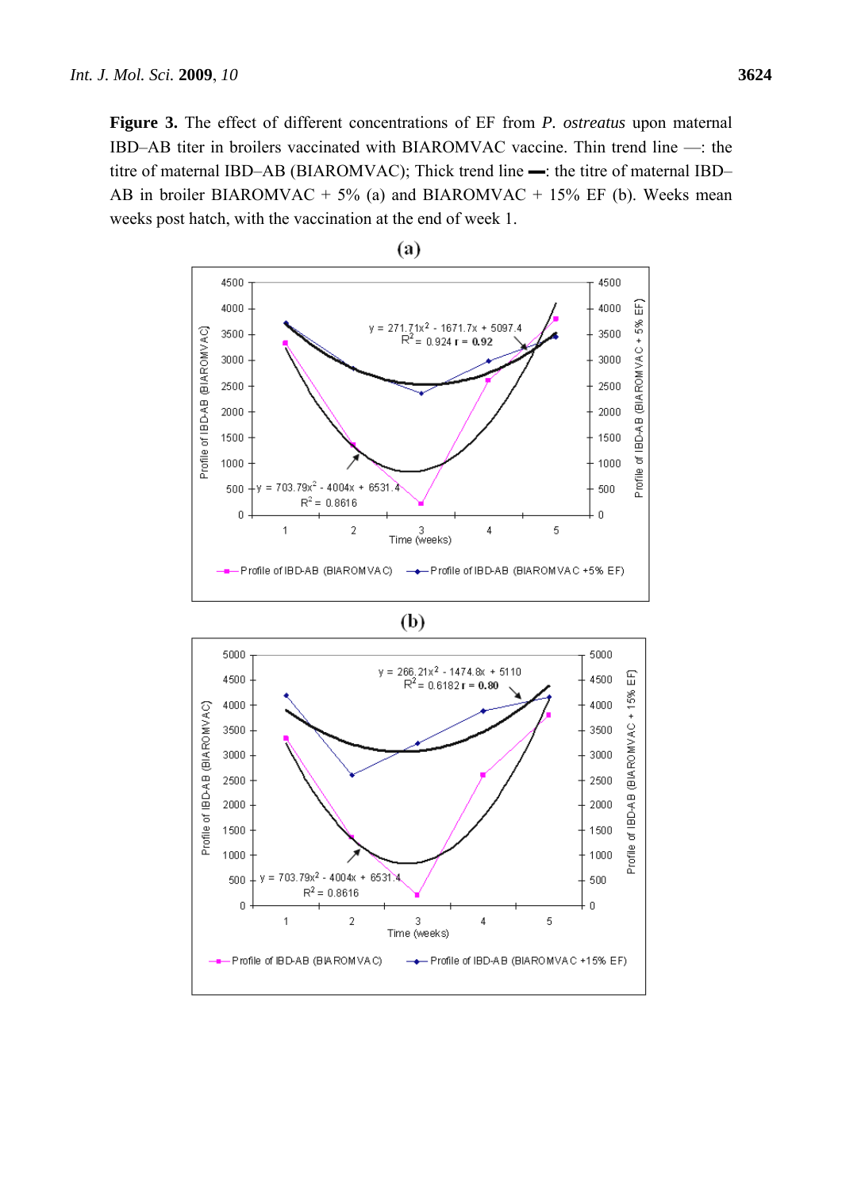**Figure 3.** The effect of different concentrations of EF from *P. ostreatus* upon maternal IBD–AB titer in broilers vaccinated with BIAROMVAC vaccine. Thin trend line —: the titre of maternal IBD–AB (BIAROMVAC); Thick trend line ▬: the titre of maternal IBD–AB in broiler BIAROMVAC + 5% (a) and BIAROMVAC + 15% EF (b). Weeks mean weeks post hatch, with the vaccination at the end of week 1.

(a)

$y = 271.71x^2 - 1671.7x + 5097.4$

$R^2 = 0.924$ r = 0.92

$y = 703.79x^2 - 4004x + 6531.4$

$R^2 = 0.8616$

Profile of IBD-AB (BIAROMVAC)

Profile of IBD-AB (BIAROMVAC + 5% EF)

Time (weeks)

0, 500, 1000, 1500, 2000, 2500, 3000, 3500, 4000, 4500

1, 2, 3, 4, 5

Profile of IBD-AB (BIAROMVAC)    Profile of IBD-AB (BIAROMVAC +5% EF)

(b)

$y = 266.21x^2 - 1474.8x + 5110$

$R^2 = 0.6182$ r = 0.80

$y = 703.79x^2 - 4004x + 6531.4$

$R^2 = 0.8616$

Profile of IBD-AB (BIAROMVAC)

Profile of IBD-AB (BIAROMVAC + 15% EF)

Time (weeks)

0, 500, 1000, 1500, 2000, 2500, 3000, 3500, 4000, 4500, 5000

1, 2, 3, 4, 5

Profile of IBD-AB (BIAROMVAC)    Profile of IBD-AB (BIAROMVAC +15% EF)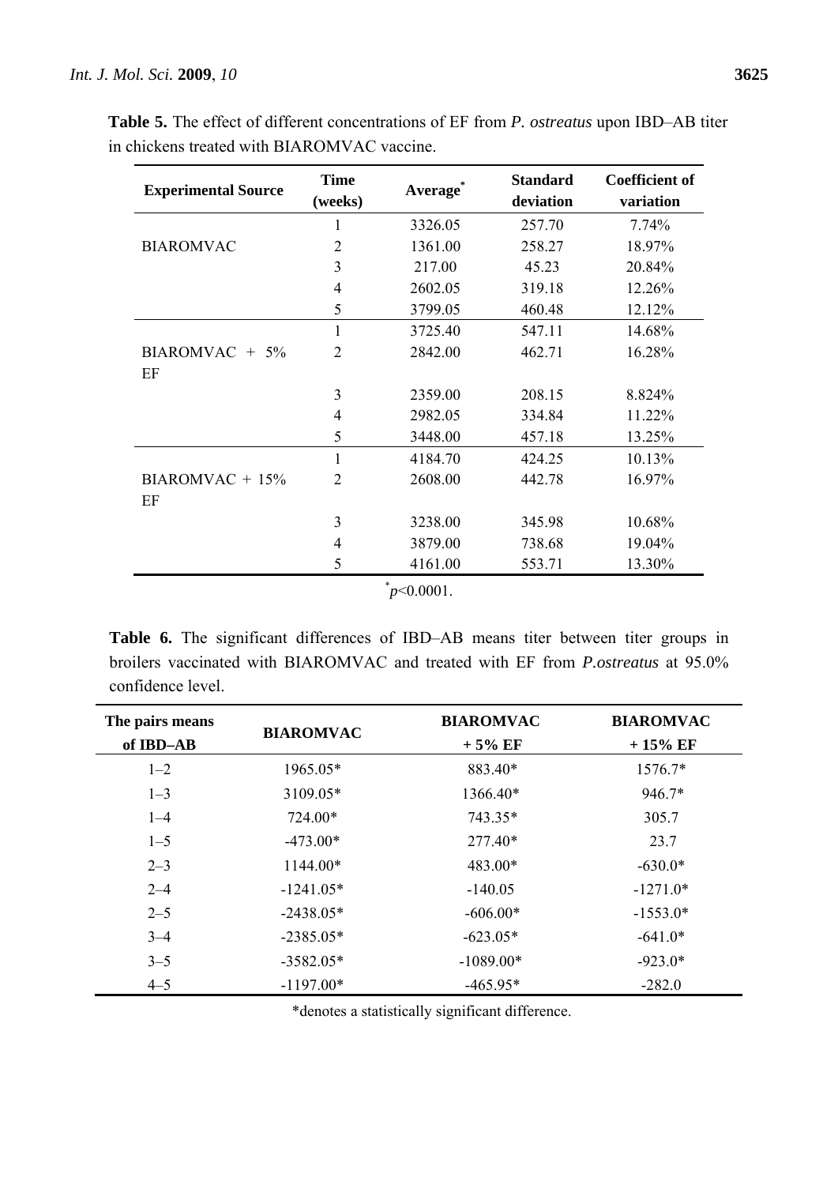**Table 5.** The effect of different concentrations of EF from *P. ostreatus* upon IBD–AB titer in chickens treated with BIAROMVAC vaccine.

| Experimental Source | Time (weeks) | Average* | Standard deviation | Coefficient of variation |
|---|---|---|---|---|
| BIAROMVAC | 1 | 3326.05 | 257.70 | 7.74% |
| | 2 | 1361.00 | 258.27 | 18.97% |
| | 3 | 217.00 | 45.23 | 20.84% |
| | 4 | 2602.05 | 319.18 | 12.26% |
| | 5 | 3799.05 | 460.48 | 12.12% |
| BIAROMVAC + 5% EF | 1 | 3725.40 | 547.11 | 14.68% |
| | 2 | 2842.00 | 462.71 | 16.28% |
| | 3 | 2359.00 | 208.15 | 8.824% |
| | 4 | 2982.05 | 334.84 | 11.22% |
| | 5 | 3448.00 | 457.18 | 13.25% |
| BIAROMVAC + 15% EF | 1 | 4184.70 | 424.25 | 10.13% |
| | 2 | 2608.00 | 442.78 | 16.97% |
| | 3 | 3238.00 | 345.98 | 10.68% |
| | 4 | 3879.00 | 738.68 | 19.04% |
| | 5 | 4161.00 | 553.71 | 13.30% |

*$p<0.0001$.

**Table 6.** The significant differences of IBD–AB means titer between titer groups in broilers vaccinated with BIAROMVAC and treated with EF from *P.ostreatus* at 95.0% confidence level.

| The pairs means of IBD–AB | BIAROMVAC | BIAROMVAC + 5% EF | BIAROMVAC + 15% EF |
|---|---|---|---|
| 1–2 | 1965.05* | 883.40* | 1576.7* |
| 1–3 | 3109.05* | 1366.40* | 946.7* |
| 1–4 | 724.00* | 743.35* | 305.7 |
| 1–5 | -473.00* | 277.40* | 23.7 |
| 2–3 | 1144.00* | 483.00* | -630.0* |
| 2–4 | -1241.05* | -140.05 | -1271.0* |
| 2–5 | -2438.05* | -606.00* | -1553.0* |
| 3–4 | -2385.05* | -623.05* | -641.0* |
| 3–5 | -3582.05* | -1089.00* | -923.0* |
| 4–5 | -1197.00* | -465.95* | -282.0 |

*denotes a statistically significant difference.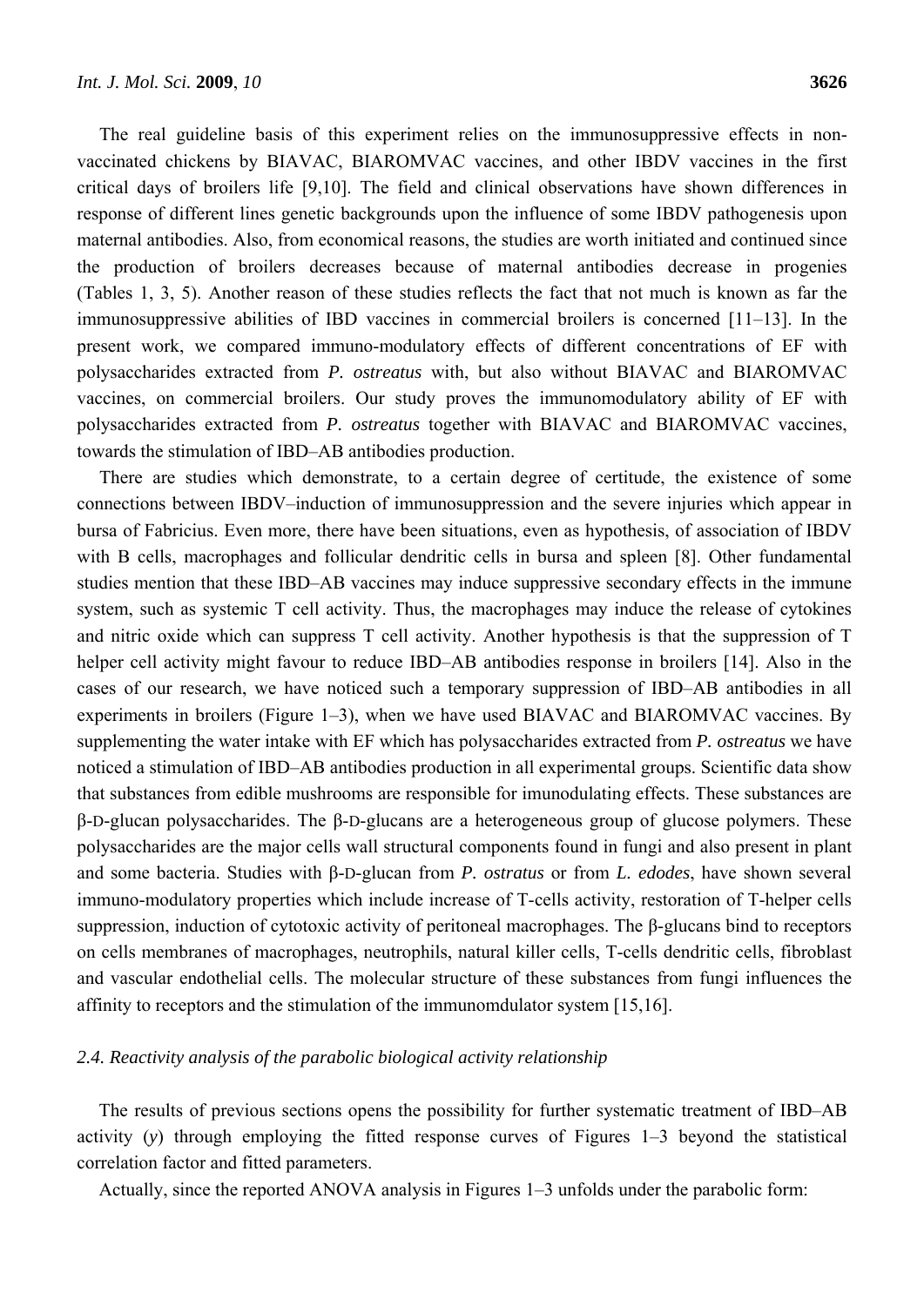The real guideline basis of this experiment relies on the immunosuppressive effects in non-vaccinated chickens by BIAVAC, BIAROMVAC vaccines, and other IBDV vaccines in the first critical days of broilers life [9,10]. The field and clinical observations have shown differences in response of different lines genetic backgrounds upon the influence of some IBDV pathogenesis upon maternal antibodies. Also, from economical reasons, the studies are worth initiated and continued since the production of broilers decreases because of maternal antibodies decrease in progenies (Tables 1, 3, 5). Another reason of these studies reflects the fact that not much is known as far the immunosuppressive abilities of IBD vaccines in commercial broilers is concerned [11–13]. In the present work, we compared immuno-modulatory effects of different concentrations of EF with polysaccharides extracted from *P. ostreatus* with, but also without BIAVAC and BIAROMVAC vaccines, on commercial broilers. Our study proves the immunomodulatory ability of EF with polysaccharides extracted from *P. ostreatus* together with BIAVAC and BIAROMVAC vaccines, towards the stimulation of IBD–AB antibodies production.

There are studies which demonstrate, to a certain degree of certitude, the existence of some connections between IBDV–induction of immunosuppression and the severe injuries which appear in bursa of Fabricius. Even more, there have been situations, even as hypothesis, of association of IBDV with B cells, macrophages and follicular dendritic cells in bursa and spleen [8]. Other fundamental studies mention that these IBD–AB vaccines may induce suppressive secondary effects in the immune system, such as systemic T cell activity. Thus, the macrophages may induce the release of cytokines and nitric oxide which can suppress T cell activity. Another hypothesis is that the suppression of T helper cell activity might favour to reduce IBD–AB antibodies response in broilers [14]. Also in the cases of our research, we have noticed such a temporary suppression of IBD–AB antibodies in all experiments in broilers (Figure 1–3), when we have used BIAVAC and BIAROMVAC vaccines. By supplementing the water intake with EF which has polysaccharides extracted from *P. ostreatus* we have noticed a stimulation of IBD–AB antibodies production in all experimental groups. Scientific data show that substances from edible mushrooms are responsible for imunodulating effects. These substances are β-D-glucan polysaccharides. The β-D-glucans are a heterogeneous group of glucose polymers. These polysaccharides are the major cells wall structural components found in fungi and also present in plant and some bacteria. Studies with β-D-glucan from *P. ostratus* or from *L. edodes*, have shown several immuno-modulatory properties which include increase of T-cells activity, restoration of T-helper cells suppression, induction of cytotoxic activity of peritoneal macrophages. The β-glucans bind to receptors on cells membranes of macrophages, neutrophils, natural killer cells, T-cells dendritic cells, fibroblast and vascular endothelial cells. The molecular structure of these substances from fungi influences the affinity to receptors and the stimulation of the immunomdulator system [15,16].

### *2.4. Reactivity analysis of the parabolic biological activity relationship*

The results of previous sections opens the possibility for further systematic treatment of IBD–AB activity ($y$) through employing the fitted response curves of Figures 1–3 beyond the statistical correlation factor and fitted parameters.

Actually, since the reported ANOVA analysis in Figures 1–3 unfolds under the parabolic form: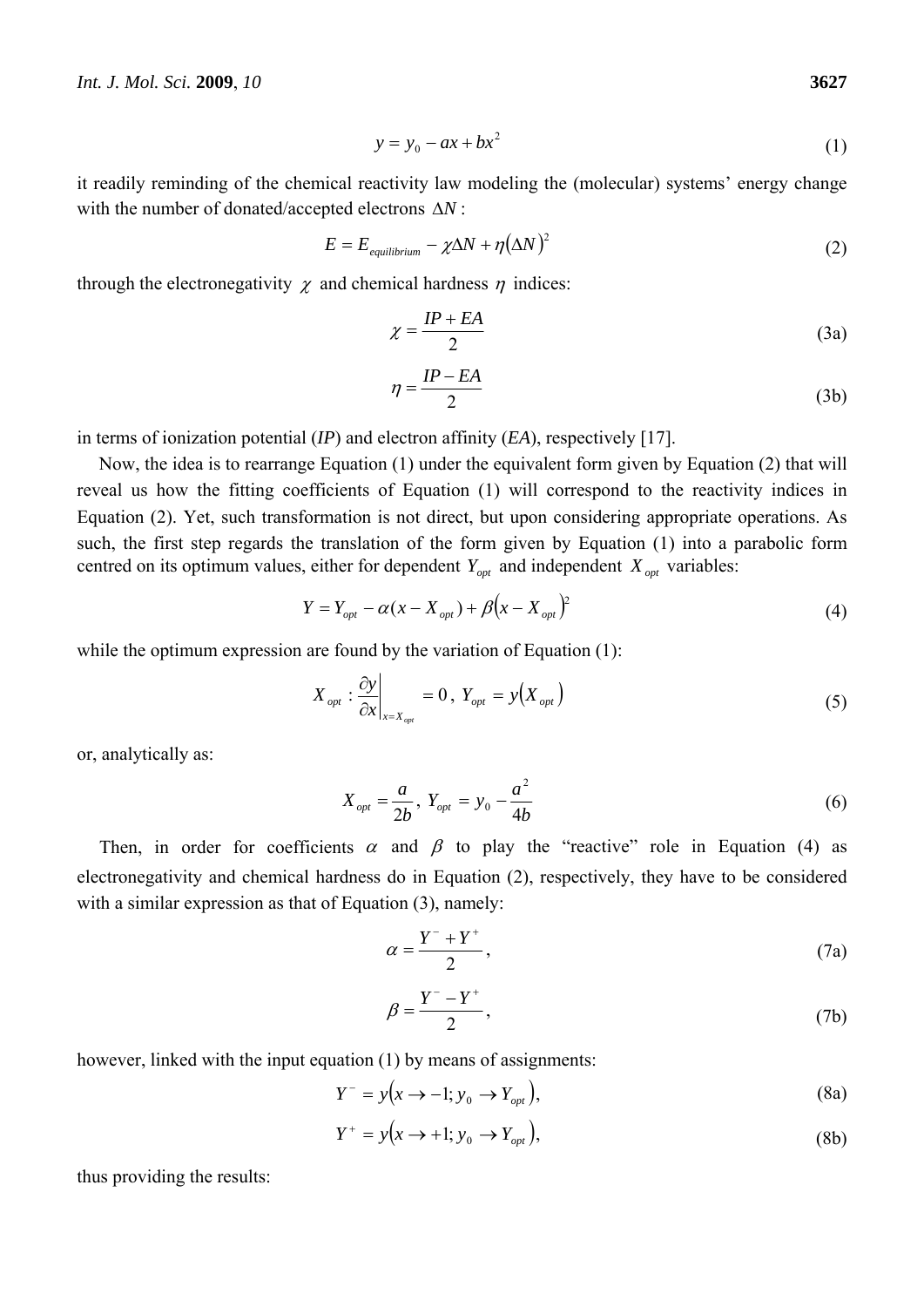$$y = y_0 - ax + bx^2 \tag{1}$$

it readily reminding of the chemical reactivity law modeling the (molecular) systems' energy change with the number of donated/accepted electrons $\Delta N$ :

$$E = E_{equilibrium} - \chi \Delta N + \eta (\Delta N)^2 \tag{2}$$

through the electronegativity $\chi$ and chemical hardness $\eta$ indices:

$$\chi = \frac{IP + EA}{2} \tag{3a}$$

$$\eta = \frac{IP - EA}{2} \tag{3b}$$

in terms of ionization potential (*IP*) and electron affinity (*EA*), respectively [17].

Now, the idea is to rearrange Equation (1) under the equivalent form given by Equation (2) that will reveal us how the fitting coefficients of Equation (1) will correspond to the reactivity indices in Equation (2). Yet, such transformation is not direct, but upon considering appropriate operations. As such, the first step regards the translation of the form given by Equation (1) into a parabolic form centred on its optimum values, either for dependent $Y_{opt}$ and independent $X_{opt}$ variables:

$$Y = Y_{opt} - \alpha (x - X_{opt}) + \beta (x - X_{opt})^2 \tag{4}$$

while the optimum expression are found by the variation of Equation (1):

$$X_{opt} : \left. \frac{\partial y}{\partial x} \right|_{x = X_{opt}} = 0 \,, \; Y_{opt} = y(X_{opt}) \tag{5}$$

or, analytically as:

$$X_{opt} = \frac{a}{2b} \,, \; Y_{opt} = y_0 - \frac{a^2}{4b} \tag{6}$$

Then, in order for coefficients $\alpha$ and $\beta$ to play the "reactive" role in Equation (4) as electronegativity and chemical hardness do in Equation (2), respectively, they have to be considered with a similar expression as that of Equation (3), namely:

$$\alpha = \frac{Y^- + Y^+}{2} \,, \tag{7a}$$

$$\beta = \frac{Y^- - Y^+}{2} \,, \tag{7b}$$

however, linked with the input equation (1) by means of assignments:

$$Y^- = y(x \to -1; y_0 \to Y_{opt}), \tag{8a}$$

$$Y^+ = y(x \to +1; y_0 \to Y_{opt}), \tag{8b}$$

thus providing the results: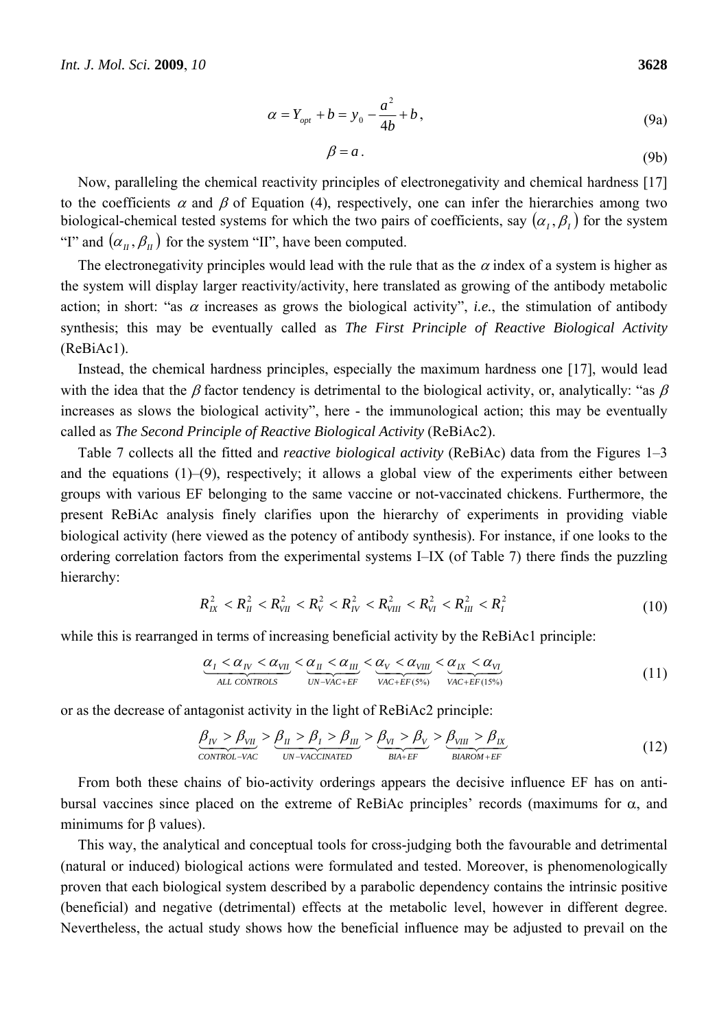$$\alpha = Y_{opt} + b = y_0 - \frac{a^2}{4b} + b, \tag{9a}$$

$$\beta = a. \tag{9b}$$

Now, paralleling the chemical reactivity principles of electronegativity and chemical hardness [17] to the coefficients $\alpha$ and $\beta$ of Equation (4), respectively, one can infer the hierarchies among two biological-chemical tested systems for which the two pairs of coefficients, say $(\alpha_I, \beta_I)$ for the system "I" and $(\alpha_{II}, \beta_{II})$ for the system "II", have been computed.

The electronegativity principles would lead with the rule that as the $\alpha$ index of a system is higher as the system will display larger reactivity/activity, here translated as growing of the antibody metabolic action; in short: "as $\alpha$ increases as grows the biological activity", *i.e.*, the stimulation of antibody synthesis; this may be eventually called as *The First Principle of Reactive Biological Activity* (ReBiAc1).

Instead, the chemical hardness principles, especially the maximum hardness one [17], would lead with the idea that the $\beta$ factor tendency is detrimental to the biological activity, or, analytically: "as $\beta$ increases as slows the biological activity", here - the immunological action; this may be eventually called as *The Second Principle of Reactive Biological Activity* (ReBiAc2).

Table 7 collects all the fitted and *reactive biological activity* (ReBiAc) data from the Figures 1–3 and the equations (1)–(9), respectively; it allows a global view of the experiments either between groups with various EF belonging to the same vaccine or not-vaccinated chickens. Furthermore, the present ReBiAc analysis finely clarifies upon the hierarchy of experiments in providing viable biological activity (here viewed as the potency of antibody synthesis). For instance, if one looks to the ordering correlation factors from the experimental systems I–IX (of Table 7) there finds the puzzling hierarchy:

$$R_{IX}^2 < R_{II}^2 < R_{VII}^2 < R_V^2 < R_{IV}^2 < R_{VIII}^2 < R_{VI}^2 < R_{III}^2 < R_I^2 \tag{10}$$

while this is rearranged in terms of increasing beneficial activity by the ReBiAc1 principle:

$$\underbrace{\alpha_I < \alpha_{IV} < \alpha_{VII}}_{ALL\ CONTROLS} < \underbrace{\alpha_{II} < \alpha_{III}}_{UN-VAC+EF} < \underbrace{\alpha_V < \alpha_{VIII}}_{VAC+EF(5\%)} < \underbrace{\alpha_{IX} < \alpha_{VI}}_{VAC+EF(15\%)} \tag{11}$$

or as the decrease of antagonist activity in the light of ReBiAc2 principle:

$$\underbrace{\beta_{IV} > \beta_{VII}}_{CONTROL-VAC} > \underbrace{\beta_{II} > \beta_I > \beta_{III}}_{UN-VACCINATED} > \underbrace{\beta_{VI} > \beta_V}_{BIA+EF} > \underbrace{\beta_{VIII} > \beta_{IX}}_{BIAROM+EF} \tag{12}$$

From both these chains of bio-activity orderings appears the decisive influence EF has on anti-bursal vaccines since placed on the extreme of ReBiAc principles' records (maximums for $\alpha$, and minimums for $\beta$ values).

This way, the analytical and conceptual tools for cross-judging both the favourable and detrimental (natural or induced) biological actions were formulated and tested. Moreover, is phenomenologically proven that each biological system described by a parabolic dependency contains the intrinsic positive (beneficial) and negative (detrimental) effects at the metabolic level, however in different degree. Nevertheless, the actual study shows how the beneficial influence may be adjusted to prevail on the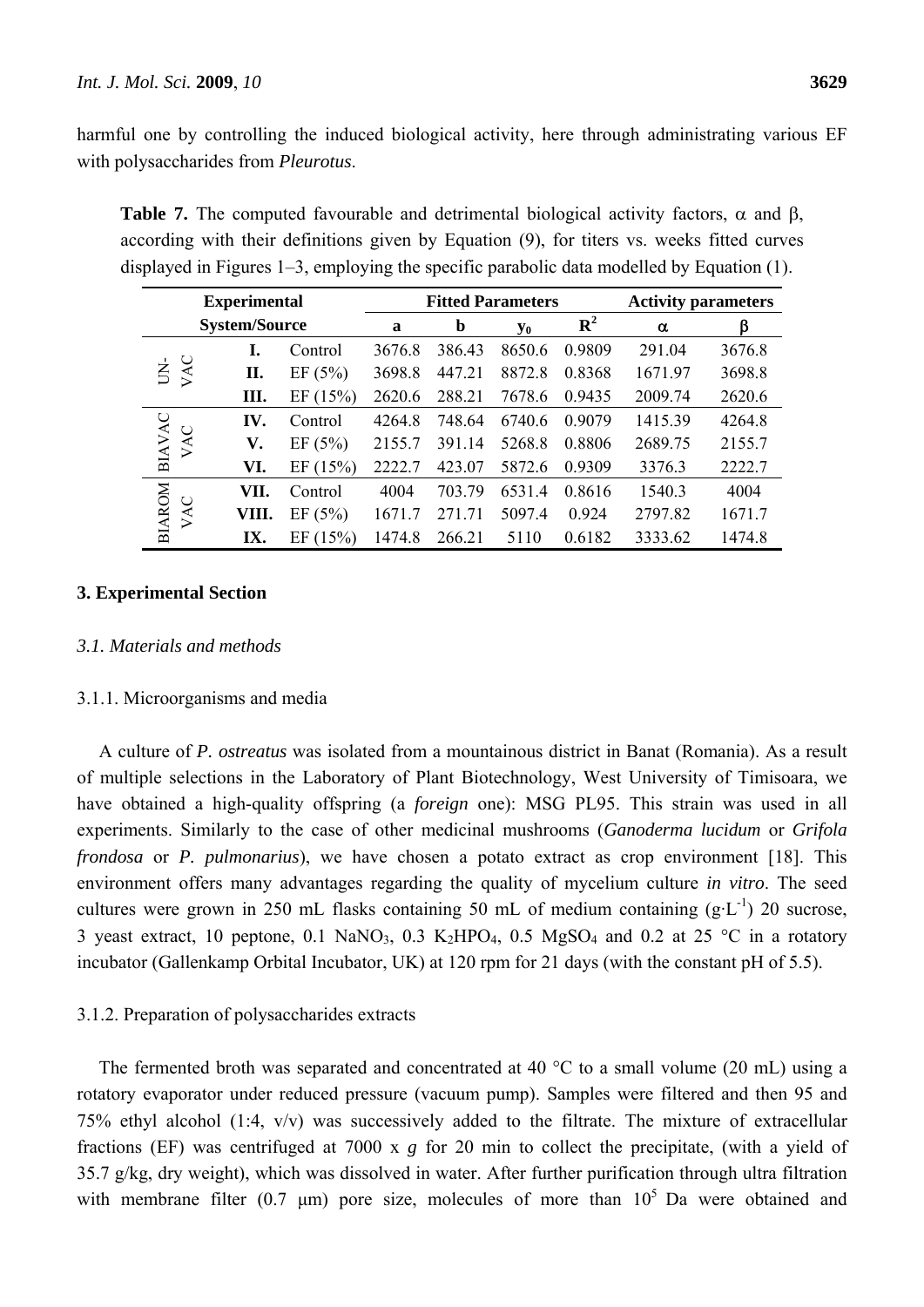harmful one by controlling the induced biological activity, here through administrating various EF with polysaccharides from *Pleurotus*.

**Table 7.** The computed favourable and detrimental biological activity factors, α and β, according with their definitions given by Equation (9), for titers vs. weeks fitted curves displayed in Figures 1–3, employing the specific parabolic data modelled by Equation (1).

| Experimental System/Source | | | Fitted Parameters | | | | Activity parameters | |
|---|---|---|---|---|---|---|---|---|
| | | | a | b | $y_0$ | $R^2$ | α | β |
| UN-VAC | I. | Control | 3676.8 | 386.43 | 8650.6 | 0.9809 | 291.04 | 3676.8 |
| | II. | EF (5%) | 3698.8 | 447.21 | 8872.8 | 0.8368 | 1671.97 | 3698.8 |
| | III. | EF (15%) | 2620.6 | 288.21 | 7678.6 | 0.9435 | 2009.74 | 2620.6 |
| BIAVAC VAC | IV. | Control | 4264.8 | 748.64 | 6740.6 | 0.9079 | 1415.39 | 4264.8 |
| | V. | EF (5%) | 2155.7 | 391.14 | 5268.8 | 0.8806 | 2689.75 | 2155.7 |
| | VI. | EF (15%) | 2222.7 | 423.07 | 5872.6 | 0.9309 | 3376.3 | 2222.7 |
| BIAROM VAC | VII. | Control | 4004 | 703.79 | 6531.4 | 0.8616 | 1540.3 | 4004 |
| | VIII. | EF (5%) | 1671.7 | 271.71 | 5097.4 | 0.924 | 2797.82 | 1671.7 |
| | IX. | EF (15%) | 1474.8 | 266.21 | 5110 | 0.6182 | 3333.62 | 1474.8 |

## 3. Experimental Section

### *3.1. Materials and methods*

#### 3.1.1. Microorganisms and media

A culture of *P. ostreatus* was isolated from a mountainous district in Banat (Romania). As a result of multiple selections in the Laboratory of Plant Biotechnology, West University of Timisoara, we have obtained a high-quality offspring (a *foreign* one): MSG PL95. This strain was used in all experiments. Similarly to the case of other medicinal mushrooms (*Ganoderma lucidum* or *Grifola frondosa* or *P. pulmonarius*), we have chosen a potato extract as crop environment [18]. This environment offers many advantages regarding the quality of mycelium culture *in vitro*. The seed cultures were grown in 250 mL flasks containing 50 mL of medium containing ($g \cdot L^{-1}$) 20 sucrose, 3 yeast extract, 10 peptone, 0.1 $NaNO_3$, 0.3 $K_2HPO_4$, 0.5 $MgSO_4$ and 0.2 at 25 °C in a rotatory incubator (Gallenkamp Orbital Incubator, UK) at 120 rpm for 21 days (with the constant pH of 5.5).

#### 3.1.2. Preparation of polysaccharides extracts

The fermented broth was separated and concentrated at 40 °C to a small volume (20 mL) using a rotatory evaporator under reduced pressure (vacuum pump). Samples were filtered and then 95 and 75% ethyl alcohol (1:4, v/v) was successively added to the filtrate. The mixture of extracellular fractions (EF) was centrifuged at 7000 x *g* for 20 min to collect the precipitate, (with a yield of 35.7 g/kg, dry weight), which was dissolved in water. After further purification through ultra filtration with membrane filter (0.7 μm) pore size, molecules of more than $10^5$ Da were obtained and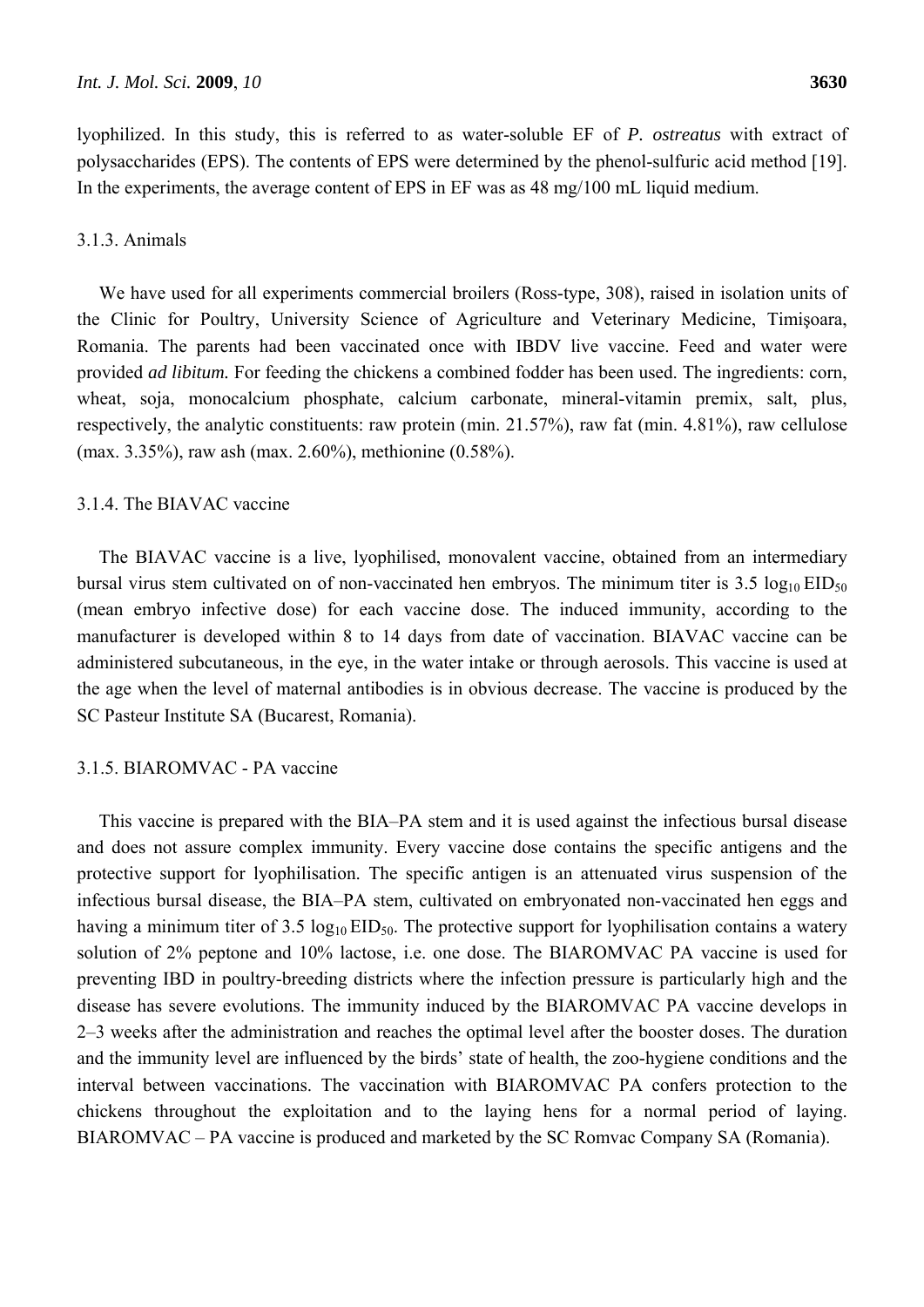lyophilized. In this study, this is referred to as water-soluble EF of *P. ostreatus* with extract of polysaccharides (EPS). The contents of EPS were determined by the phenol-sulfuric acid method [19]. In the experiments, the average content of EPS in EF was as 48 mg/100 mL liquid medium.

### 3.1.3. Animals

We have used for all experiments commercial broilers (Ross-type, 308), raised in isolation units of the Clinic for Poultry, University Science of Agriculture and Veterinary Medicine, Timişoara, Romania. The parents had been vaccinated once with IBDV live vaccine. Feed and water were provided *ad libitum.* For feeding the chickens a combined fodder has been used. The ingredients: corn, wheat, soja, monocalcium phosphate, calcium carbonate, mineral-vitamin premix, salt, plus, respectively, the analytic constituents: raw protein (min. 21.57%), raw fat (min. 4.81%), raw cellulose (max. 3.35%), raw ash (max. 2.60%), methionine (0.58%).

### 3.1.4. The BIAVAC vaccine

The BIAVAC vaccine is a live, lyophilised, monovalent vaccine, obtained from an intermediary bursal virus stem cultivated on of non-vaccinated hen embryos. The minimum titer is 3.5 $\log_{10} EID_{50}$ (mean embryo infective dose) for each vaccine dose. The induced immunity, according to the manufacturer is developed within 8 to 14 days from date of vaccination. BIAVAC vaccine can be administered subcutaneous, in the eye, in the water intake or through aerosols. This vaccine is used at the age when the level of maternal antibodies is in obvious decrease. The vaccine is produced by the SC Pasteur Institute SA (Bucarest, Romania).

### 3.1.5. BIAROMVAC - PA vaccine

This vaccine is prepared with the BIA–PA stem and it is used against the infectious bursal disease and does not assure complex immunity. Every vaccine dose contains the specific antigens and the protective support for lyophilisation. The specific antigen is an attenuated virus suspension of the infectious bursal disease, the BIA–PA stem, cultivated on embryonated non-vaccinated hen eggs and having a minimum titer of 3.5 $\log_{10} EID_{50}$. The protective support for lyophilisation contains a watery solution of 2% peptone and 10% lactose, i.e. one dose. The BIAROMVAC PA vaccine is used for preventing IBD in poultry-breeding districts where the infection pressure is particularly high and the disease has severe evolutions. The immunity induced by the BIAROMVAC PA vaccine develops in 2–3 weeks after the administration and reaches the optimal level after the booster doses. The duration and the immunity level are influenced by the birds' state of health, the zoo-hygiene conditions and the interval between vaccinations. The vaccination with BIAROMVAC PA confers protection to the chickens throughout the exploitation and to the laying hens for a normal period of laying. BIAROMVAC – PA vaccine is produced and marketed by the SC Romvac Company SA (Romania).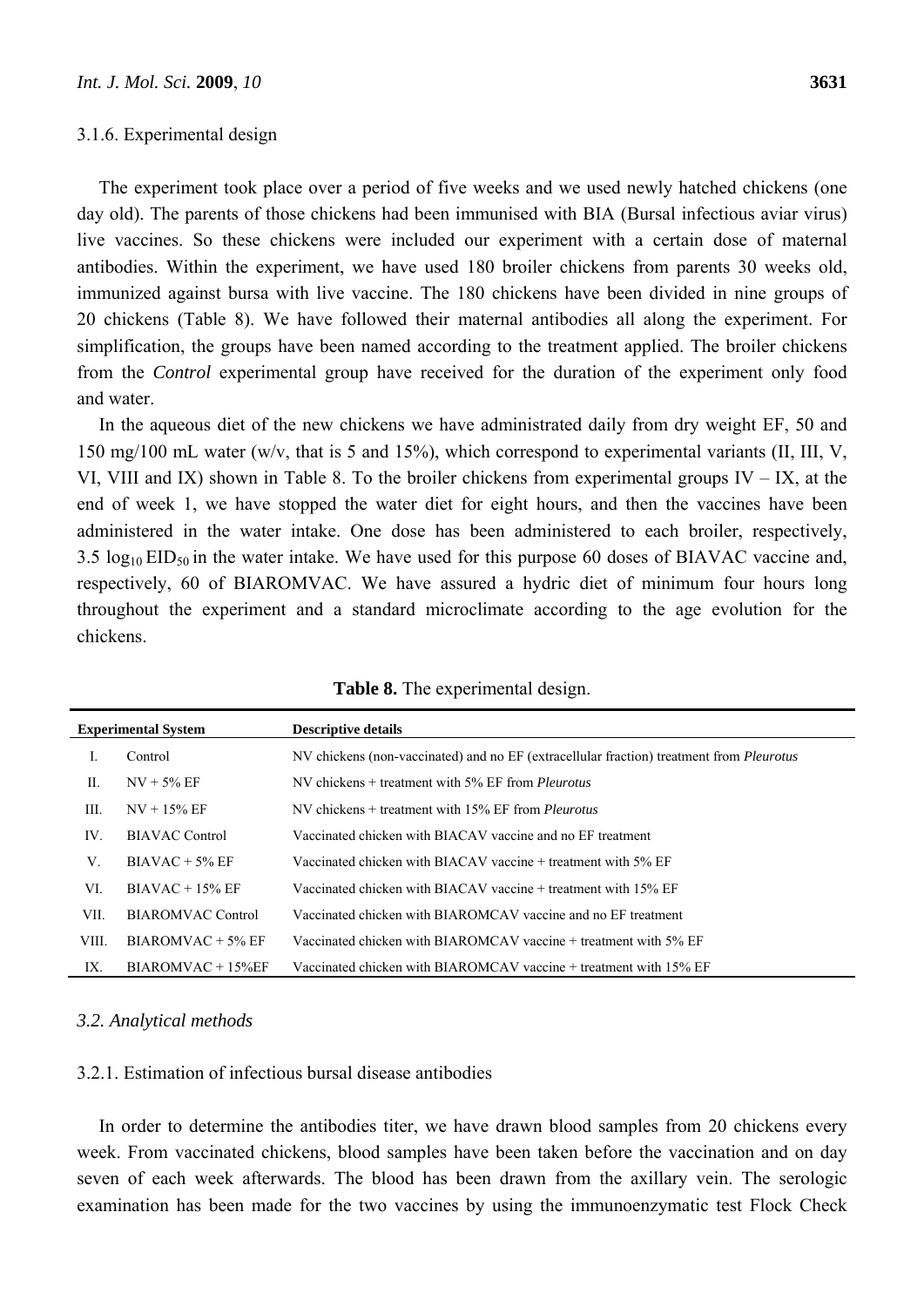3.1.6. Experimental design

The experiment took place over a period of five weeks and we used newly hatched chickens (one day old). The parents of those chickens had been immunised with BIA (Bursal infectious aviar virus) live vaccines. So these chickens were included our experiment with a certain dose of maternal antibodies. Within the experiment, we have used 180 broiler chickens from parents 30 weeks old, immunized against bursa with live vaccine. The 180 chickens have been divided in nine groups of 20 chickens (Table 8). We have followed their maternal antibodies all along the experiment. For simplification, the groups have been named according to the treatment applied. The broiler chickens from the *Control* experimental group have received for the duration of the experiment only food and water.

In the aqueous diet of the new chickens we have administrated daily from dry weight EF, 50 and 150 mg/100 mL water (w/v, that is 5 and 15%), which correspond to experimental variants (II, III, V, VI, VIII and IX) shown in Table 8. To the broiler chickens from experimental groups IV – IX, at the end of week 1, we have stopped the water diet for eight hours, and then the vaccines have been administered in the water intake. One dose has been administered to each broiler, respectively, 3.5 $\log_{10} EID_{50}$ in the water intake. We have used for this purpose 60 doses of BIAVAC vaccine and, respectively, 60 of BIAROMVAC. We have assured a hydric diet of minimum four hours long throughout the experiment and a standard microclimate according to the age evolution for the chickens.

**Table 8.** The experimental design.

| Experimental System | | Descriptive details |
|---|---|---|
| I. | Control | NV chickens (non-vaccinated) and no EF (extracellular fraction) treatment from *Pleurotus* |
| II. | NV + 5% EF | NV chickens + treatment with 5% EF from *Pleurotus* |
| III. | NV + 15% EF | NV chickens + treatment with 15% EF from *Pleurotus* |
| IV. | BIAVAC Control | Vaccinated chicken with BIACAV vaccine and no EF treatment |
| V. | BIAVAC + 5% EF | Vaccinated chicken with BIACAV vaccine + treatment with 5% EF |
| VI. | BIAVAC + 15% EF | Vaccinated chicken with BIACAV vaccine + treatment with 15% EF |
| VII. | BIAROMVAC Control | Vaccinated chicken with BIAROMCAV vaccine and no EF treatment |
| VIII. | BIAROMVAC + 5% EF | Vaccinated chicken with BIAROMCAV vaccine + treatment with 5% EF |
| IX. | BIAROMVAC + 15%EF | Vaccinated chicken with BIAROMCAV vaccine + treatment with 15% EF |

### *3.2. Analytical methods*

3.2.1. Estimation of infectious bursal disease antibodies

In order to determine the antibodies titer, we have drawn blood samples from 20 chickens every week. From vaccinated chickens, blood samples have been taken before the vaccination and on day seven of each week afterwards. The blood has been drawn from the axillary vein. The serologic examination has been made for the two vaccines by using the immunoenzymatic test Flock Check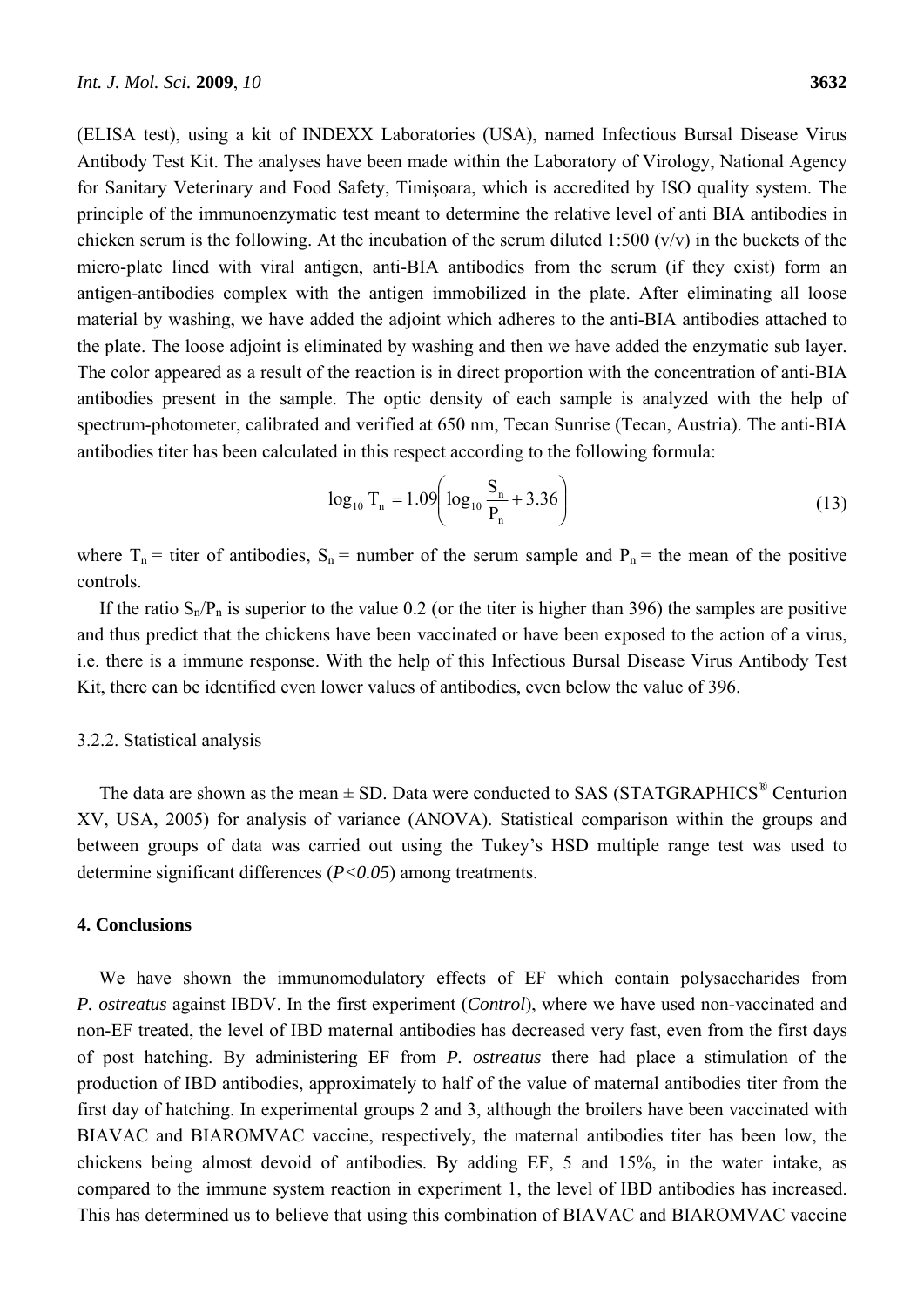(ELISA test), using a kit of INDEXX Laboratories (USA), named Infectious Bursal Disease Virus Antibody Test Kit. The analyses have been made within the Laboratory of Virology, National Agency for Sanitary Veterinary and Food Safety, Timişoara, which is accredited by ISO quality system. The principle of the immunoenzymatic test meant to determine the relative level of anti BIA antibodies in chicken serum is the following. At the incubation of the serum diluted 1:500 (v/v) in the buckets of the micro-plate lined with viral antigen, anti-BIA antibodies from the serum (if they exist) form an antigen-antibodies complex with the antigen immobilized in the plate. After eliminating all loose material by washing, we have added the adjoint which adheres to the anti-BIA antibodies attached to the plate. The loose adjoint is eliminated by washing and then we have added the enzymatic sub layer. The color appeared as a result of the reaction is in direct proportion with the concentration of anti-BIA antibodies present in the sample. The optic density of each sample is analyzed with the help of spectrum-photometer, calibrated and verified at 650 nm, Tecan Sunrise (Tecan, Austria). The anti-BIA antibodies titer has been calculated in this respect according to the following formula:

$$\log_{10} T_n = 1.09\left(\log_{10}\frac{S_n}{P_n} + 3.36\right) \tag{13}$$

where $T_n$ = titer of antibodies, $S_n$ = number of the serum sample and $P_n$ = the mean of the positive controls.

If the ratio $S_n/P_n$ is superior to the value 0.2 (or the titer is higher than 396) the samples are positive and thus predict that the chickens have been vaccinated or have been exposed to the action of a virus, i.e. there is a immune response. With the help of this Infectious Bursal Disease Virus Antibody Test Kit, there can be identified even lower values of antibodies, even below the value of 396.

### 3.2.2. Statistical analysis

The data are shown as the mean ± SD. Data were conducted to SAS (STATGRAPHICS® Centurion XV, USA, 2005) for analysis of variance (ANOVA). Statistical comparison within the groups and between groups of data was carried out using the Tukey's HSD multiple range test was used to determine significant differences (*$P<0.05$*) among treatments.

## 4. Conclusions

We have shown the immunomodulatory effects of EF which contain polysaccharides from *P. ostreatus* against IBDV. In the first experiment (*Control*), where we have used non-vaccinated and non-EF treated, the level of IBD maternal antibodies has decreased very fast, even from the first days of post hatching. By administering EF from *P. ostreatus* there had place a stimulation of the production of IBD antibodies, approximately to half of the value of maternal antibodies titer from the first day of hatching. In experimental groups 2 and 3, although the broilers have been vaccinated with BIAVAC and BIAROMVAC vaccine, respectively, the maternal antibodies titer has been low, the chickens being almost devoid of antibodies. By adding EF, 5 and 15%, in the water intake, as compared to the immune system reaction in experiment 1, the level of IBD antibodies has increased. This has determined us to believe that using this combination of BIAVAC and BIAROMVAC vaccine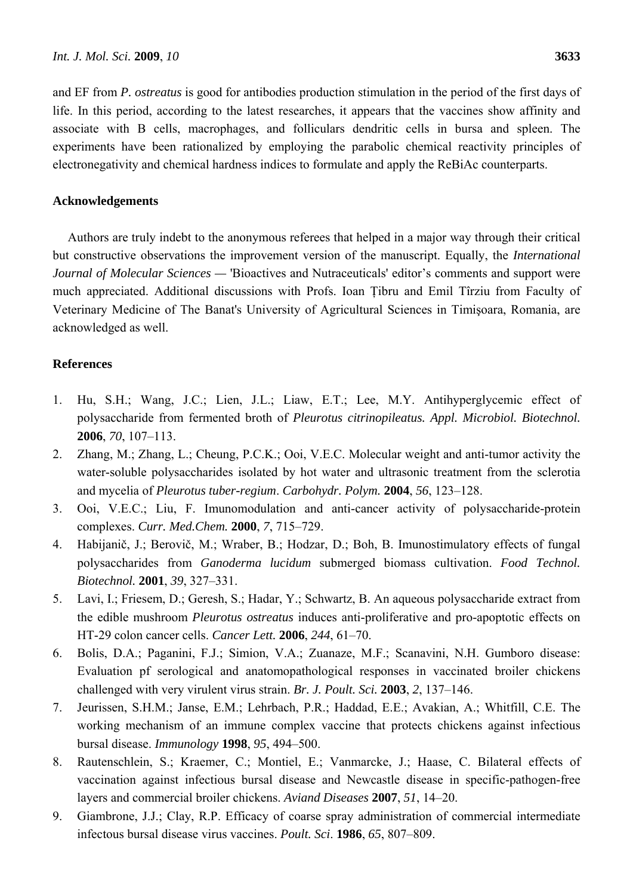and EF from *P. ostreatus* is good for antibodies production stimulation in the period of the first days of life. In this period, according to the latest researches, it appears that the vaccines show affinity and associate with B cells, macrophages, and folliculars dendritic cells in bursa and spleen. The experiments have been rationalized by employing the parabolic chemical reactivity principles of electronegativity and chemical hardness indices to formulate and apply the ReBiAc counterparts.

## Acknowledgements

Authors are truly indebt to the anonymous referees that helped in a major way through their critical but constructive observations the improvement version of the manuscript. Equally, the *International Journal of Molecular Sciences* — 'Bioactives and Nutraceuticals' editor's comments and support were much appreciated. Additional discussions with Profs. Ioan Țibru and Emil Tîrziu from Faculty of Veterinary Medicine of The Banat's University of Agricultural Sciences in Timişoara, Romania, are acknowledged as well.

## References

1. Hu, S.H.; Wang, J.C.; Lien, J.L.; Liaw, E.T.; Lee, M.Y. Antihyperglycemic effect of polysaccharide from fermented broth of *Pleurotus citrinopileatus. Appl. Microbiol. Biotechnol.* **2006**, *70*, 107–113.
2. Zhang, M.; Zhang, L.; Cheung, P.C.K.; Ooi, V.E.C. Molecular weight and anti-tumor activity the water-soluble polysaccharides isolated by hot water and ultrasonic treatment from the sclerotia and mycelia of *Pleurotus tuber-regium*. *Carbohydr. Polym.* **2004**, *56*, 123–128.
3. Ooi, V.E.C.; Liu, F. Imunomodulation and anti-cancer activity of polysaccharide-protein complexes. *Curr. Med.Chem.* **2000**, *7*, 715–729.
4. Habijanič, J.; Berovič, M.; Wraber, B.; Hodzar, D.; Boh, B. Imunostimulatory effects of fungal polysaccharides from *Ganoderma lucidum* submerged biomass cultivation. *Food Technol. Biotechnol.* **2001**, *39*, 327–331.
5. Lavi, I.; Friesem, D.; Geresh, S.; Hadar, Y.; Schwartz, B. An aqueous polysaccharide extract from the edible mushroom *Pleurotus ostreatus* induces anti-proliferative and pro-apoptotic effects on HT-29 colon cancer cells. *Cancer Lett.* **2006**, *244*, 61–70.
6. Bolis, D.A.; Paganini, F.J.; Simion, V.A.; Zuanaze, M.F.; Scanavini, N.H. Gumboro disease: Evaluation pf serological and anatomopathological responses in vaccinated broiler chickens challenged with very virulent virus strain. *Br. J. Poult. Sci.* **2003**, *2*, 137–146.
7. Jeurissen, S.H.M.; Janse, E.M.; Lehrbach, P.R.; Haddad, E.E.; Avakian, A.; Whitfill, C.E. The working mechanism of an immune complex vaccine that protects chickens against infectious bursal disease. *Immunology* **1998**, *95*, 494–500.
8. Rautenschlein, S.; Kraemer, C.; Montiel, E.; Vanmarcke, J.; Haase, C. Bilateral effects of vaccination against infectious bursal disease and Newcastle disease in specific-pathogen-free layers and commercial broiler chickens. *Aviand Diseases* **2007**, *51*, 14–20.
9. Giambrone, J.J.; Clay, R.P. Efficacy of coarse spray administration of commercial intermediate infectous bursal disease virus vaccines. *Poult. Sci*. **1986**, *65*, 807–809.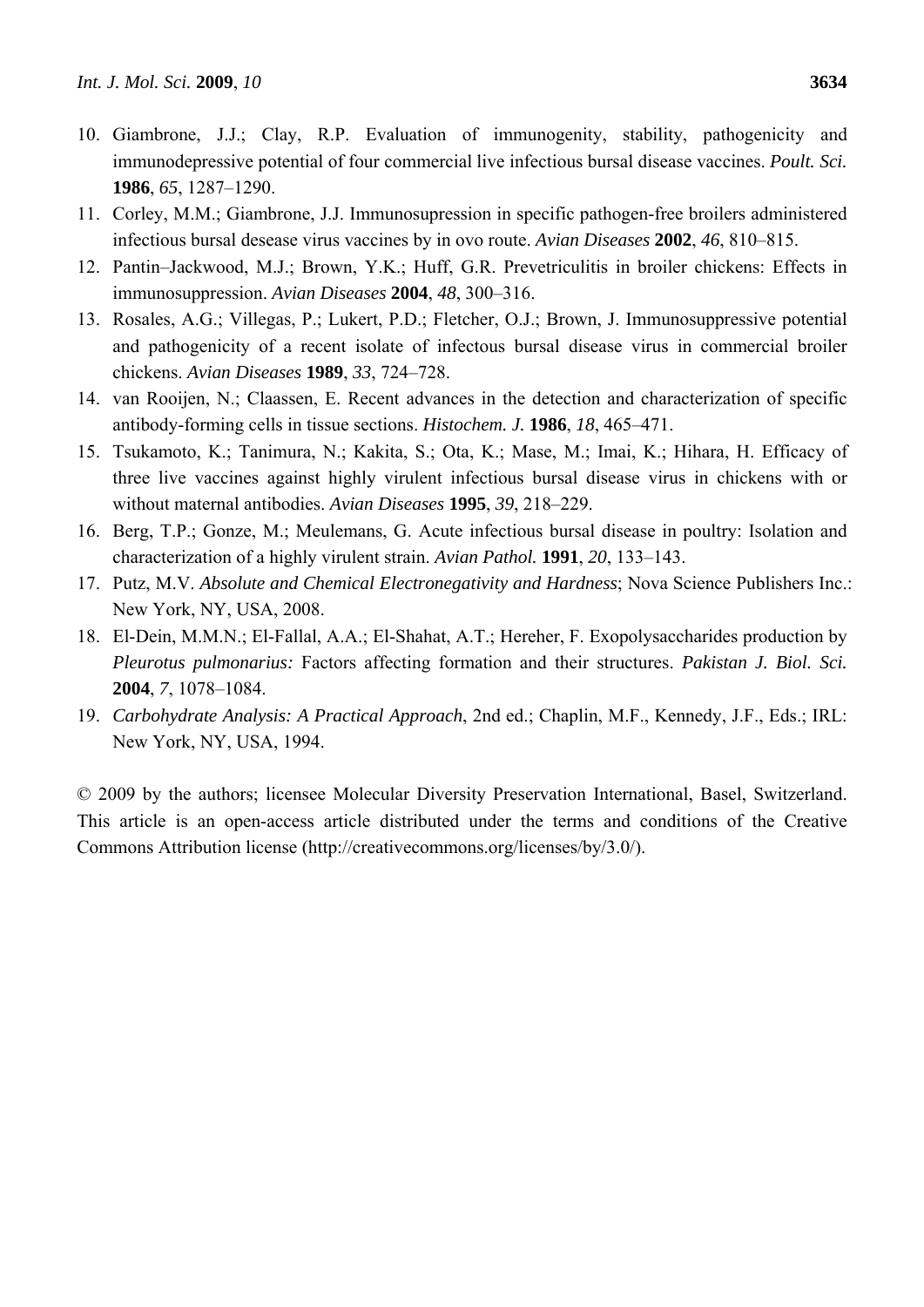10. Giambrone, J.J.; Clay, R.P. Evaluation of immunogenity, stability, pathogenicity and immunodepressive potential of four commercial live infectious bursal disease vaccines. *Poult. Sci.* **1986**, *65*, 1287–1290.
11. Corley, M.M.; Giambrone, J.J. Immunosupression in specific pathogen-free broilers administered infectious bursal desease virus vaccines by in ovo route. *Avian Diseases* **2002**, *46*, 810–815.
12. Pantin–Jackwood, M.J.; Brown, Y.K.; Huff, G.R. Prevetriculitis in broiler chickens: Effects in immunosuppression. *Avian Diseases* **2004**, *48*, 300–316.
13. Rosales, A.G.; Villegas, P.; Lukert, P.D.; Fletcher, O.J.; Brown, J. Immunosuppressive potential and pathogenicity of a recent isolate of infectous bursal disease virus in commercial broiler chickens. *Avian Diseases* **1989**, *33*, 724–728.
14. van Rooijen, N.; Claassen, E. Recent advances in the detection and characterization of specific antibody-forming cells in tissue sections. *Histochem. J.* **1986**, *18*, 465–471.
15. Tsukamoto, K.; Tanimura, N.; Kakita, S.; Ota, K.; Mase, M.; Imai, K.; Hihara, H. Efficacy of three live vaccines against highly virulent infectious bursal disease virus in chickens with or without maternal antibodies. *Avian Diseases* **1995**, *39*, 218–229.
16. Berg, T.P.; Gonze, M.; Meulemans, G. Acute infectious bursal disease in poultry: Isolation and characterization of a highly virulent strain. *Avian Pathol.* **1991**, *20*, 133–143.
17. Putz, M.V. *Absolute and Chemical Electronegativity and Hardness*; Nova Science Publishers Inc.: New York, NY, USA, 2008.
18. El-Dein, M.M.N.; El-Fallal, A.A.; El-Shahat, A.T.; Hereher, F. Exopolysaccharides production by *Pleurotus pulmonarius:* Factors affecting formation and their structures. *Pakistan J. Biol. Sci.* **2004**, *7*, 1078–1084.
19. *Carbohydrate Analysis: A Practical Approach*, 2nd ed.; Chaplin, M.F., Kennedy, J.F., Eds.; IRL: New York, NY, USA, 1994.

© 2009 by the authors; licensee Molecular Diversity Preservation International, Basel, Switzerland. This article is an open-access article distributed under the terms and conditions of the Creative Commons Attribution license (http://creativecommons.org/licenses/by/3.0/).